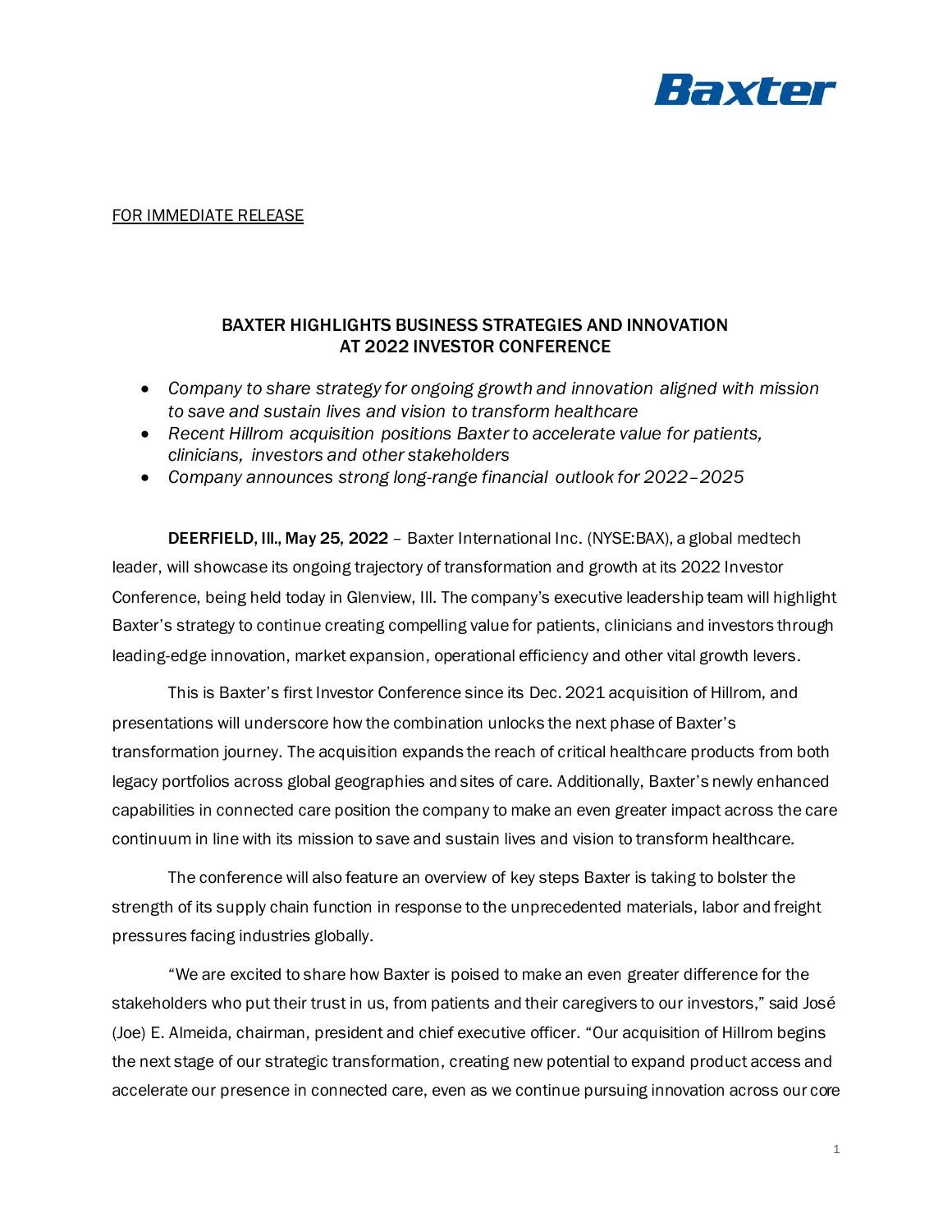Baxter

FOR IMMEDIATE RELEASE

# BAXTER HIGHLIGHTS BUSINESS STRATEGIES AND INNOVATION AT 2022 INVESTOR CONFERENCE

- *Company to share strategy for ongoing growth and innovation aligned with mission to save and sustain lives and vision to transform healthcare*
- *Recent Hillrom acquisition positions Baxter to accelerate value for patients, clinicians, investors and other stakeholders*
- *Company announces strong long-range financial outlook for 2022–2025*

**DEERFIELD, Ill., May 25, 2022** – Baxter International Inc. (NYSE:BAX), a global medtech leader, will showcase its ongoing trajectory of transformation and growth at its 2022 Investor Conference, being held today in Glenview, Ill. The company's executive leadership team will highlight Baxter's strategy to continue creating compelling value for patients, clinicians and investors through leading-edge innovation, market expansion, operational efficiency and other vital growth levers.

This is Baxter's first Investor Conference since its Dec. 2021 acquisition of Hillrom, and presentations will underscore how the combination unlocks the next phase of Baxter's transformation journey. The acquisition expands the reach of critical healthcare products from both legacy portfolios across global geographies and sites of care. Additionally, Baxter's newly enhanced capabilities in connected care position the company to make an even greater impact across the care continuum in line with its mission to save and sustain lives and vision to transform healthcare.

The conference will also feature an overview of key steps Baxter is taking to bolster the strength of its supply chain function in response to the unprecedented materials, labor and freight pressures facing industries globally.

"We are excited to share how Baxter is poised to make an even greater difference for the stakeholders who put their trust in us, from patients and their caregivers to our investors," said José (Joe) E. Almeida, chairman, president and chief executive officer. "Our acquisition of Hillrom begins the next stage of our strategic transformation, creating new potential to expand product access and accelerate our presence in connected care, even as we continue pursuing innovation across our core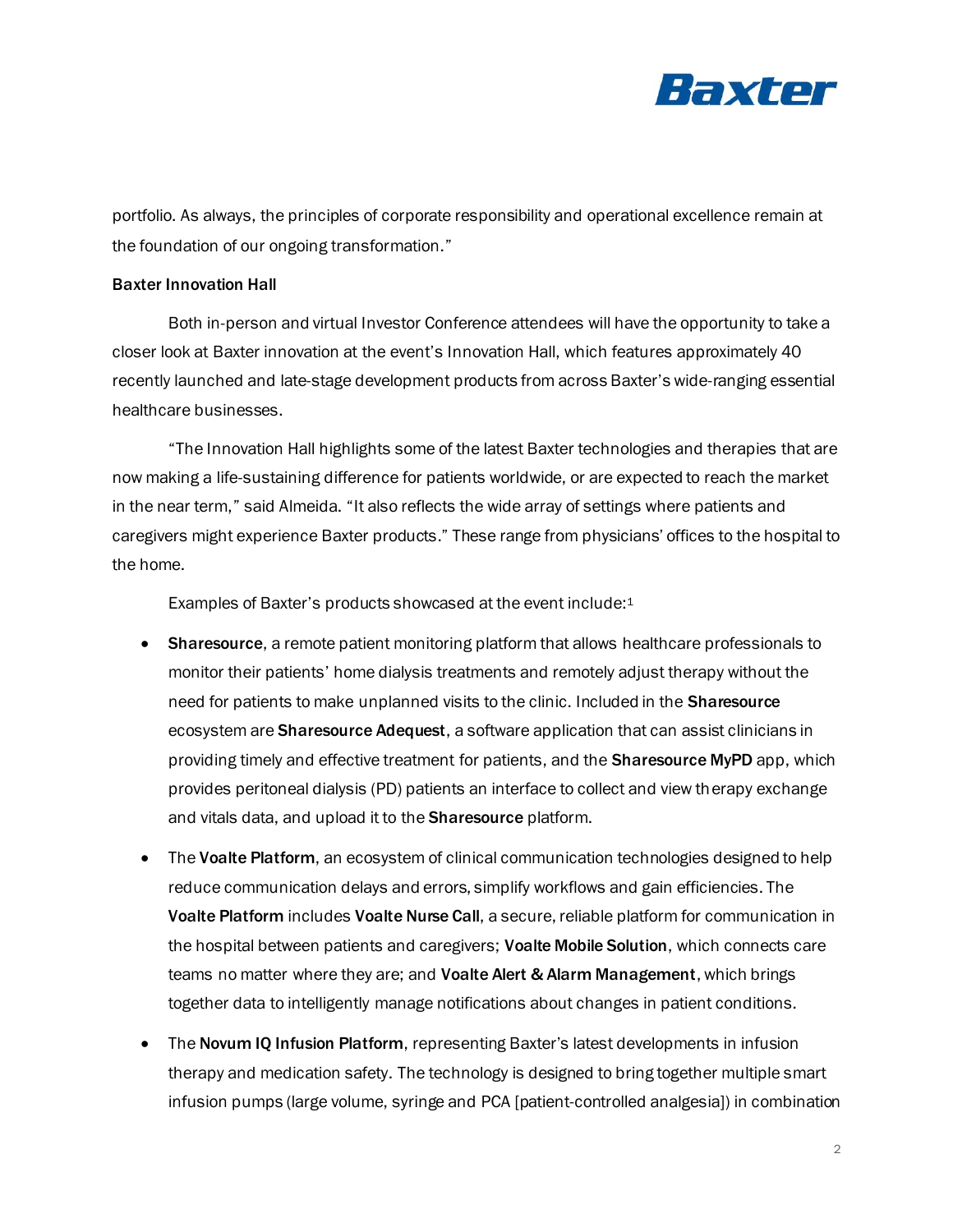portfolio. As always, the principles of corporate responsibility and operational excellence remain at the foundation of our ongoing transformation."

**Baxter Innovation Hall**

Both in-person and virtual Investor Conference attendees will have the opportunity to take a closer look at Baxter innovation at the event's Innovation Hall, which features approximately 40 recently launched and late-stage development products from across Baxter's wide-ranging essential healthcare businesses.

"The Innovation Hall highlights some of the latest Baxter technologies and therapies that are now making a life-sustaining difference for patients worldwide, or are expected to reach the market in the near term," said Almeida. "It also reflects the wide array of settings where patients and caregivers might experience Baxter products." These range from physicians' offices to the hospital to the home.

Examples of Baxter's products showcased at the event include:[1]

- **Sharesource**, a remote patient monitoring platform that allows healthcare professionals to monitor their patients' home dialysis treatments and remotely adjust therapy without the need for patients to make unplanned visits to the clinic. Included in the **Sharesource** ecosystem are **Sharesource Adequest**, a software application that can assist clinicians in providing timely and effective treatment for patients, and the **Sharesource MyPD** app, which provides peritoneal dialysis (PD) patients an interface to collect and view therapy exchange and vitals data, and upload it to the **Sharesource** platform.
- The **Voalte Platform**, an ecosystem of clinical communication technologies designed to help reduce communication delays and errors, simplify workflows and gain efficiencies. The **Voalte Platform** includes **Voalte Nurse Call**, a secure, reliable platform for communication in the hospital between patients and caregivers; **Voalte Mobile Solution**, which connects care teams no matter where they are; and **Voalte Alert & Alarm Management**, which brings together data to intelligently manage notifications about changes in patient conditions.
- The **Novum IQ Infusion Platform**, representing Baxter's latest developments in infusion therapy and medication safety. The technology is designed to bring together multiple smart infusion pumps (large volume, syringe and PCA [patient-controlled analgesia]) in combination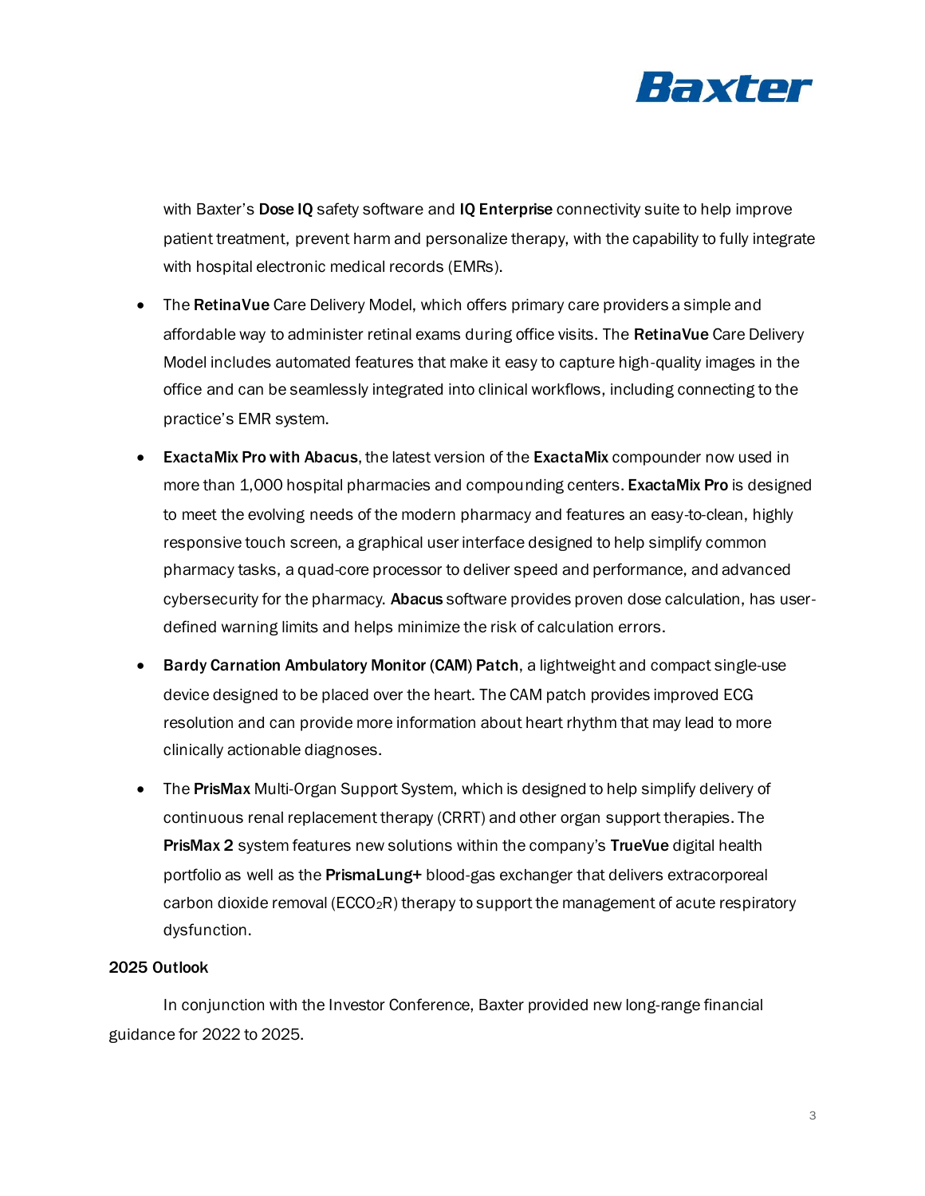with Baxter's **Dose IQ** safety software and **IQ Enterprise** connectivity suite to help improve patient treatment, prevent harm and personalize therapy, with the capability to fully integrate with hospital electronic medical records (EMRs).

- The **RetinaVue** Care Delivery Model, which offers primary care providers a simple and affordable way to administer retinal exams during office visits. The **RetinaVue** Care Delivery Model includes automated features that make it easy to capture high-quality images in the office and can be seamlessly integrated into clinical workflows, including connecting to the practice's EMR system.
- **ExactaMix Pro with Abacus**, the latest version of the **ExactaMix** compounder now used in more than 1,000 hospital pharmacies and compounding centers. **ExactaMix Pro** is designed to meet the evolving needs of the modern pharmacy and features an easy-to-clean, highly responsive touch screen, a graphical user interface designed to help simplify common pharmacy tasks, a quad-core processor to deliver speed and performance, and advanced cybersecurity for the pharmacy. **Abacus** software provides proven dose calculation, has user-defined warning limits and helps minimize the risk of calculation errors.
- **Bardy Carnation Ambulatory Monitor (CAM) Patch**, a lightweight and compact single-use device designed to be placed over the heart. The CAM patch provides improved ECG resolution and can provide more information about heart rhythm that may lead to more clinically actionable diagnoses.
- The **PrisMax** Multi-Organ Support System, which is designed to help simplify delivery of continuous renal replacement therapy (CRRT) and other organ support therapies. The **PrisMax 2** system features new solutions within the company's **TrueVue** digital health portfolio as well as the **PrismaLung+** blood-gas exchanger that delivers extracorporeal carbon dioxide removal ($ECCO_2R$) therapy to support the management of acute respiratory dysfunction.

**2025 Outlook**

In conjunction with the Investor Conference, Baxter provided new long-range financial guidance for 2022 to 2025.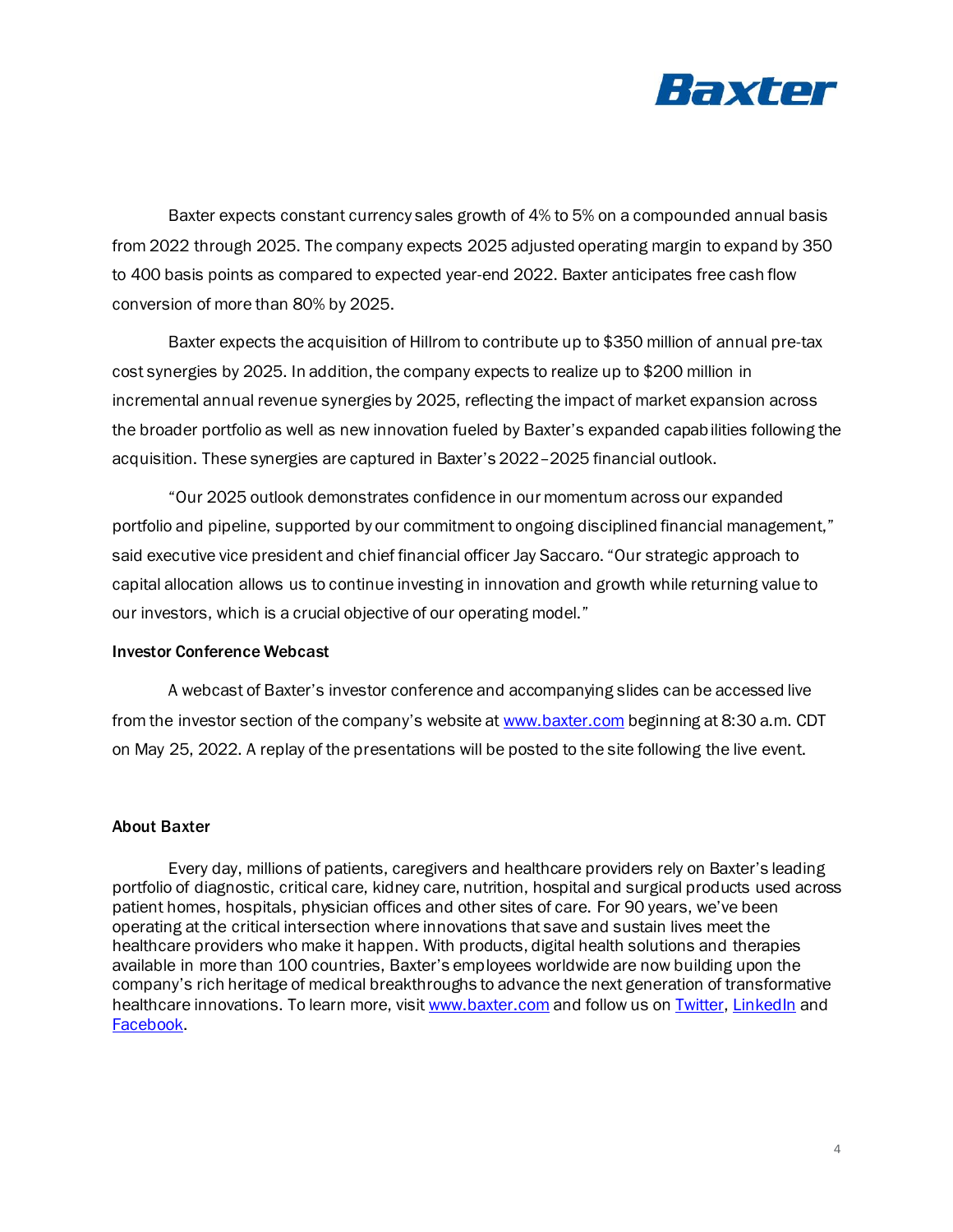Baxter expects constant currency sales growth of 4% to 5% on a compounded annual basis from 2022 through 2025. The company expects 2025 adjusted operating margin to expand by 350 to 400 basis points as compared to expected year-end 2022. Baxter anticipates free cash flow conversion of more than 80% by 2025.

Baxter expects the acquisition of Hillrom to contribute up to $350 million of annual pre-tax cost synergies by 2025. In addition, the company expects to realize up to $200 million in incremental annual revenue synergies by 2025, reflecting the impact of market expansion across the broader portfolio as well as new innovation fueled by Baxter's expanded capabilities following the acquisition. These synergies are captured in Baxter's 2022–2025 financial outlook.

"Our 2025 outlook demonstrates confidence in our momentum across our expanded portfolio and pipeline, supported by our commitment to ongoing disciplined financial management," said executive vice president and chief financial officer Jay Saccaro. "Our strategic approach to capital allocation allows us to continue investing in innovation and growth while returning value to our investors, which is a crucial objective of our operating model."

**Investor Conference Webcast**

A webcast of Baxter's investor conference and accompanying slides can be accessed live from the investor section of the company's website at [www.baxter.com](http://www.baxter.com) beginning at 8:30 a.m. CDT on May 25, 2022. A replay of the presentations will be posted to the site following the live event.

**About Baxter**

Every day, millions of patients, caregivers and healthcare providers rely on Baxter's leading portfolio of diagnostic, critical care, kidney care, nutrition, hospital and surgical products used across patient homes, hospitals, physician offices and other sites of care. For 90 years, we've been operating at the critical intersection where innovations that save and sustain lives meet the healthcare providers who make it happen. With products, digital health solutions and therapies available in more than 100 countries, Baxter's employees worldwide are now building upon the company's rich heritage of medical breakthroughs to advance the next generation of transformative healthcare innovations. To learn more, visit [www.baxter.com](http://www.baxter.com) and follow us on Twitter, LinkedIn and Facebook.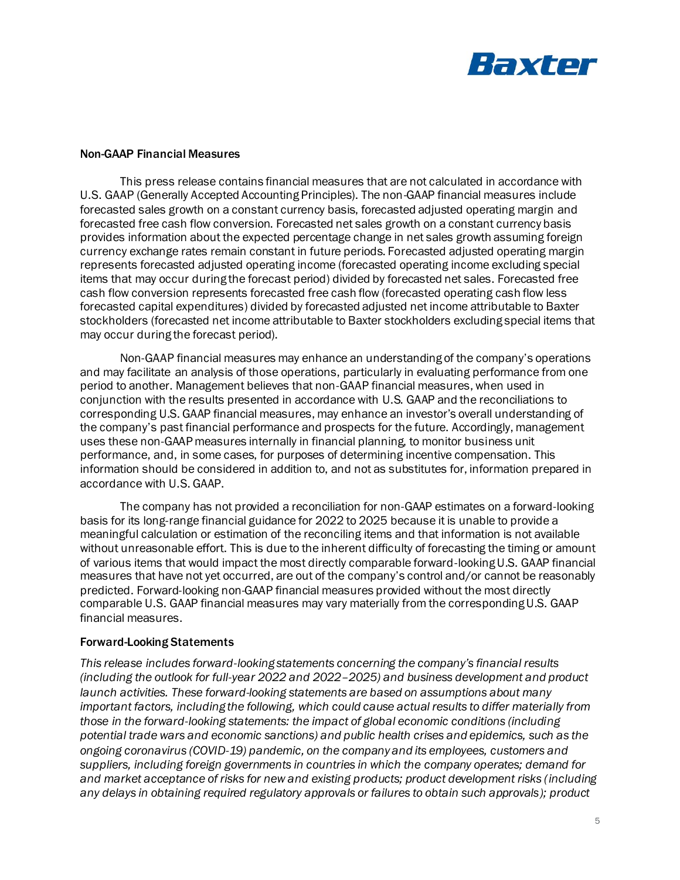## Non-GAAP Financial Measures

This press release contains financial measures that are not calculated in accordance with U.S. GAAP (Generally Accepted Accounting Principles). The non-GAAP financial measures include forecasted sales growth on a constant currency basis, forecasted adjusted operating margin and forecasted free cash flow conversion. Forecasted net sales growth on a constant currency basis provides information about the expected percentage change in net sales growth assuming foreign currency exchange rates remain constant in future periods. Forecasted adjusted operating margin represents forecasted adjusted operating income (forecasted operating income excluding special items that may occur during the forecast period) divided by forecasted net sales. Forecasted free cash flow conversion represents forecasted free cash flow (forecasted operating cash flow less forecasted capital expenditures) divided by forecasted adjusted net income attributable to Baxter stockholders (forecasted net income attributable to Baxter stockholders excluding special items that may occur during the forecast period).

Non-GAAP financial measures may enhance an understanding of the company's operations and may facilitate an analysis of those operations, particularly in evaluating performance from one period to another. Management believes that non-GAAP financial measures, when used in conjunction with the results presented in accordance with U.S. GAAP and the reconciliations to corresponding U.S. GAAP financial measures, may enhance an investor's overall understanding of the company's past financial performance and prospects for the future. Accordingly, management uses these non-GAAP measures internally in financial planning, to monitor business unit performance, and, in some cases, for purposes of determining incentive compensation. This information should be considered in addition to, and not as substitutes for, information prepared in accordance with U.S. GAAP.

The company has not provided a reconciliation for non-GAAP estimates on a forward-looking basis for its long-range financial guidance for 2022 to 2025 because it is unable to provide a meaningful calculation or estimation of the reconciling items and that information is not available without unreasonable effort. This is due to the inherent difficulty of forecasting the timing or amount of various items that would impact the most directly comparable forward-looking U.S. GAAP financial measures that have not yet occurred, are out of the company's control and/or cannot be reasonably predicted. Forward-looking non-GAAP financial measures provided without the most directly comparable U.S. GAAP financial measures may vary materially from the corresponding U.S. GAAP financial measures.

## Forward-Looking Statements

*This release includes forward-looking statements concerning the company's financial results (including the outlook for full-year 2022 and 2022–2025) and business development and product launch activities. These forward-looking statements are based on assumptions about many important factors, including the following, which could cause actual results to differ materially from those in the forward-looking statements: the impact of global economic conditions (including potential trade wars and economic sanctions) and public health crises and epidemics, such as the ongoing coronavirus (COVID-19) pandemic, on the company and its employees, customers and suppliers, including foreign governments in countries in which the company operates; demand for and market acceptance of risks for new and existing products; product development risks (including any delays in obtaining required regulatory approvals or failures to obtain such approvals); product*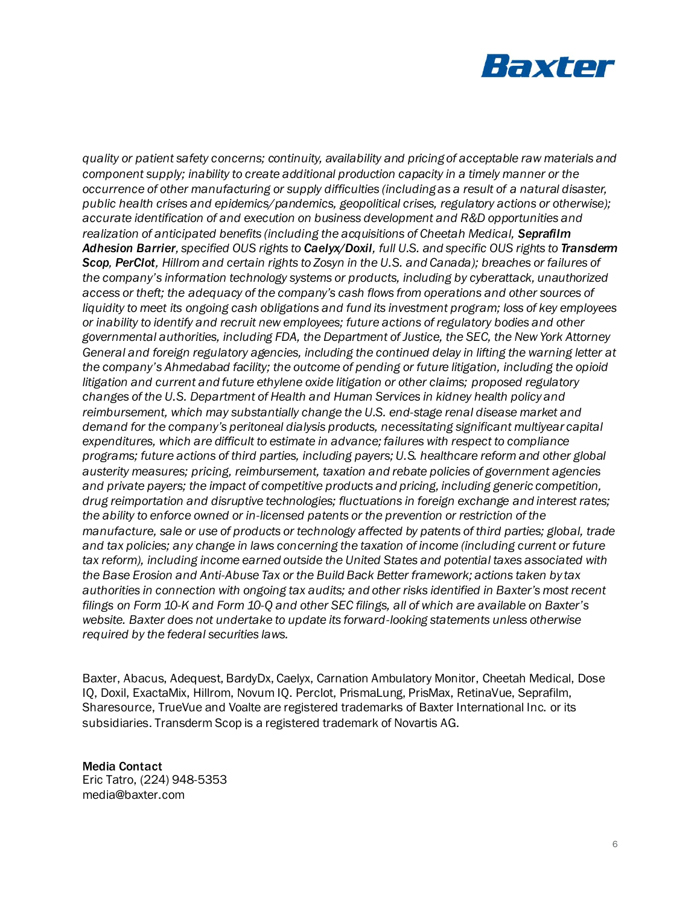*quality or patient safety concerns; continuity, availability and pricing of acceptable raw materials and component supply; inability to create additional production capacity in a timely manner or the occurrence of other manufacturing or supply difficulties (including as a result of a natural disaster, public health crises and epidemics/pandemics, geopolitical crises, regulatory actions or otherwise); accurate identification of and execution on business development and R&D opportunities and realization of anticipated benefits (including the acquisitions of Cheetah Medical, **Seprafilm Adhesion Barrier**, specified OUS rights to **Caelyx/Doxil**, full U.S. and specific OUS rights to **Transderm Scop, PerClot**, Hillrom and certain rights to Zosyn in the U.S. and Canada); breaches or failures of the company's information technology systems or products, including by cyberattack, unauthorized access or theft; the adequacy of the company's cash flows from operations and other sources of liquidity to meet its ongoing cash obligations and fund its investment program; loss of key employees or inability to identify and recruit new employees; future actions of regulatory bodies and other governmental authorities, including FDA, the Department of Justice, the SEC, the New York Attorney General and foreign regulatory agencies, including the continued delay in lifting the warning letter at the company's Ahmedabad facility; the outcome of pending or future litigation, including the opioid litigation and current and future ethylene oxide litigation or other claims; proposed regulatory changes of the U.S. Department of Health and Human Services in kidney health policy and reimbursement, which may substantially change the U.S. end-stage renal disease market and demand for the company's peritoneal dialysis products, necessitating significant multiyear capital expenditures, which are difficult to estimate in advance; failures with respect to compliance programs; future actions of third parties, including payers; U.S. healthcare reform and other global austerity measures; pricing, reimbursement, taxation and rebate policies of government agencies and private payers; the impact of competitive products and pricing, including generic competition, drug reimportation and disruptive technologies; fluctuations in foreign exchange and interest rates; the ability to enforce owned or in-licensed patents or the prevention or restriction of the manufacture, sale or use of products or technology affected by patents of third parties; global, trade and tax policies; any change in laws concerning the taxation of income (including current or future tax reform), including income earned outside the United States and potential taxes associated with the Base Erosion and Anti-Abuse Tax or the Build Back Better framework; actions taken by tax authorities in connection with ongoing tax audits; and other risks identified in Baxter's most recent filings on Form 10-K and Form 10-Q and other SEC filings, all of which are available on Baxter's website. Baxter does not undertake to update its forward-looking statements unless otherwise required by the federal securities laws.*

Baxter, Abacus, Adequest, BardyDx, Caelyx, Carnation Ambulatory Monitor, Cheetah Medical, Dose IQ, Doxil, ExactaMix, Hillrom, Novum IQ. Perclot, PrismaLung, PrisMax, RetinaVue, Seprafilm, Sharesource, TrueVue and Voalte are registered trademarks of Baxter International Inc. or its subsidiaries. Transderm Scop is a registered trademark of Novartis AG.

**Media Contact**
Eric Tatro, (224) 948-5353
media@baxter.com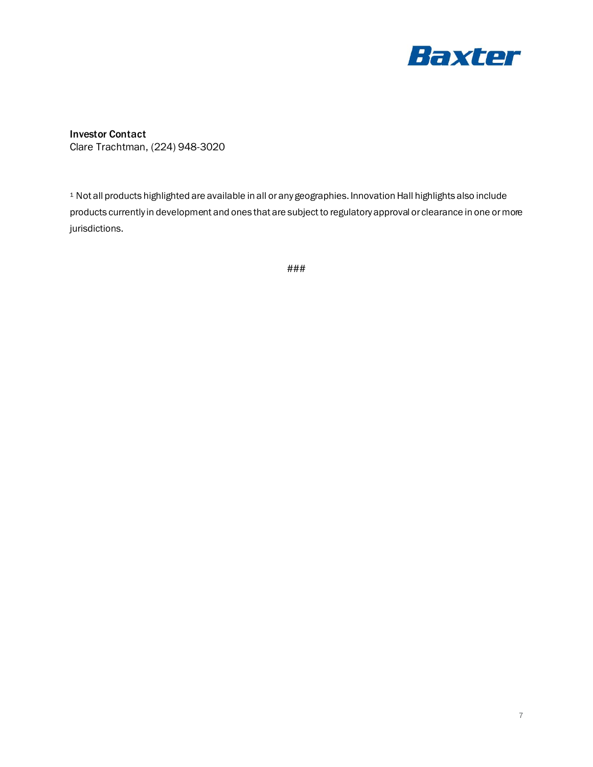**Investor Contact**
Clare Trachtman, (224) 948-3020

[1] Not all products highlighted are available in all or any geographies. Innovation Hall highlights also include products currently in development and ones that are subject to regulatory approval or clearance in one or more jurisdictions.

###